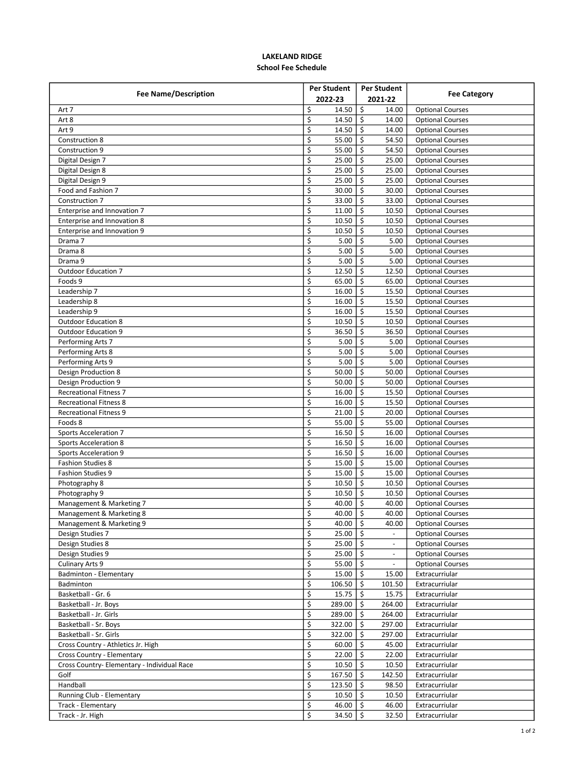**LAKELAND RIDGE**

**School Fee Schedule**

| Fee Name/Description | Per Student 2022-23 | Per Student 2021-22 | Fee Category |
|---|---|---|---|
| Art 7 | $ 14.50 | $ 14.00 | Optional Courses |
| Art 8 | $ 14.50 | $ 14.00 | Optional Courses |
| Art 9 | $ 14.50 | $ 14.00 | Optional Courses |
| Construction 8 | $ 55.00 | $ 54.50 | Optional Courses |
| Construction 9 | $ 55.00 | $ 54.50 | Optional Courses |
| Digital Design 7 | $ 25.00 | $ 25.00 | Optional Courses |
| Digital Design 8 | $ 25.00 | $ 25.00 | Optional Courses |
| Digital Design 9 | $ 25.00 | $ 25.00 | Optional Courses |
| Food and Fashion 7 | $ 30.00 | $ 30.00 | Optional Courses |
| Construction 7 | $ 33.00 | $ 33.00 | Optional Courses |
| Enterprise and Innovation 7 | $ 11.00 | $ 10.50 | Optional Courses |
| Enterprise and Innovation 8 | $ 10.50 | $ 10.50 | Optional Courses |
| Enterprise and Innovation 9 | $ 10.50 | $ 10.50 | Optional Courses |
| Drama 7 | $ 5.00 | $ 5.00 | Optional Courses |
| Drama 8 | $ 5.00 | $ 5.00 | Optional Courses |
| Drama 9 | $ 5.00 | $ 5.00 | Optional Courses |
| Outdoor Education 7 | $ 12.50 | $ 12.50 | Optional Courses |
| Foods 9 | $ 65.00 | $ 65.00 | Optional Courses |
| Leadership 7 | $ 16.00 | $ 15.50 | Optional Courses |
| Leadership 8 | $ 16.00 | $ 15.50 | Optional Courses |
| Leadership 9 | $ 16.00 | $ 15.50 | Optional Courses |
| Outdoor Education 8 | $ 10.50 | $ 10.50 | Optional Courses |
| Outdoor Education 9 | $ 36.50 | $ 36.50 | Optional Courses |
| Performing Arts 7 | $ 5.00 | $ 5.00 | Optional Courses |
| Performing Arts 8 | $ 5.00 | $ 5.00 | Optional Courses |
| Performing Arts 9 | $ 5.00 | $ 5.00 | Optional Courses |
| Design Production 8 | $ 50.00 | $ 50.00 | Optional Courses |
| Design Production 9 | $ 50.00 | $ 50.00 | Optional Courses |
| Recreational Fitness 7 | $ 16.00 | $ 15.50 | Optional Courses |
| Recreational Fitness 8 | $ 16.00 | $ 15.50 | Optional Courses |
| Recreational Fitness 9 | $ 21.00 | $ 20.00 | Optional Courses |
| Foods 8 | $ 55.00 | $ 55.00 | Optional Courses |
| Sports Acceleration 7 | $ 16.50 | $ 16.00 | Optional Courses |
| Sports Acceleration 8 | $ 16.50 | $ 16.00 | Optional Courses |
| Sports Acceleration 9 | $ 16.50 | $ 16.00 | Optional Courses |
| Fashion Studies 8 | $ 15.00 | $ 15.00 | Optional Courses |
| Fashion Studies 9 | $ 15.00 | $ 15.00 | Optional Courses |
| Photography 8 | $ 10.50 | $ 10.50 | Optional Courses |
| Photography 9 | $ 10.50 | $ 10.50 | Optional Courses |
| Management & Marketing 7 | $ 40.00 | $ 40.00 | Optional Courses |
| Management & Marketing 8 | $ 40.00 | $ 40.00 | Optional Courses |
| Management & Marketing 9 | $ 40.00 | $ 40.00 | Optional Courses |
| Design Studies 7 | $ 25.00 | $ - | Optional Courses |
| Design Studies 8 | $ 25.00 | $ - | Optional Courses |
| Design Studies 9 | $ 25.00 | $ - | Optional Courses |
| Culinary Arts 9 | $ 55.00 | $ - | Optional Courses |
| Badminton - Elementary | $ 15.00 | $ 15.00 | Extracurriular |
| Badminton | $ 106.50 | $ 101.50 | Extracurriular |
| Basketball - Gr. 6 | $ 15.75 | $ 15.75 | Extracurriular |
| Basketball - Jr. Boys | $ 289.00 | $ 264.00 | Extracurriular |
| Basketball - Jr. Girls | $ 289.00 | $ 264.00 | Extracurriular |
| Basketball - Sr. Boys | $ 322.00 | $ 297.00 | Extracurriular |
| Basketball - Sr. Girls | $ 322.00 | $ 297.00 | Extracurriular |
| Cross Country - Athletics Jr. High | $ 60.00 | $ 45.00 | Extracurriular |
| Cross Country - Elementary | $ 22.00 | $ 22.00 | Extracurriular |
| Cross Country- Elementary - Individual Race | $ 10.50 | $ 10.50 | Extracurriular |
| Golf | $ 167.50 | $ 142.50 | Extracurriular |
| Handball | $ 123.50 | $ 98.50 | Extracurriular |
| Running Club - Elementary | $ 10.50 | $ 10.50 | Extracurriular |
| Track - Elementary | $ 46.00 | $ 46.00 | Extracurriular |
| Track - Jr. High | $ 34.50 | $ 32.50 | Extracurriular |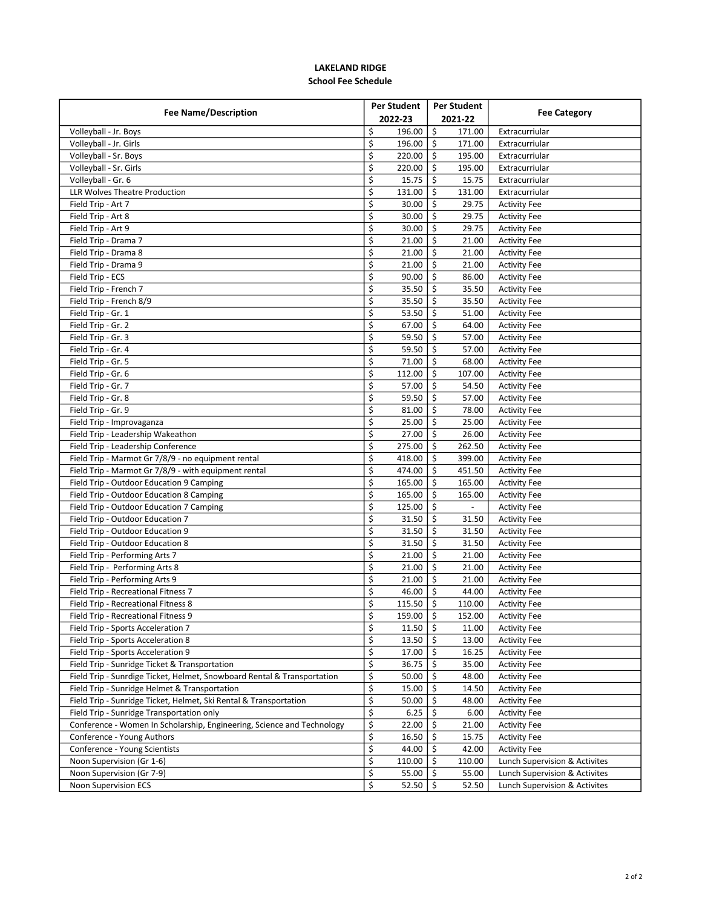**LAKELAND RIDGE**

**School Fee Schedule**

| Fee Name/Description | Per Student 2022-23 | Per Student 2021-22 | Fee Category |
|---|---|---|---|
| Volleyball - Jr. Boys | $ 196.00 | $ 171.00 | Extracurriular |
| Volleyball - Jr. Girls | $ 196.00 | $ 171.00 | Extracurriular |
| Volleyball - Sr. Boys | $ 220.00 | $ 195.00 | Extracurriular |
| Volleyball - Sr. Girls | $ 220.00 | $ 195.00 | Extracurriular |
| Volleyball - Gr. 6 | $ 15.75 | $ 15.75 | Extracurriular |
| LLR Wolves Theatre Production | $ 131.00 | $ 131.00 | Extracurriular |
| Field Trip - Art 7 | $ 30.00 | $ 29.75 | Activity Fee |
| Field Trip - Art 8 | $ 30.00 | $ 29.75 | Activity Fee |
| Field Trip - Art 9 | $ 30.00 | $ 29.75 | Activity Fee |
| Field Trip - Drama 7 | $ 21.00 | $ 21.00 | Activity Fee |
| Field Trip - Drama 8 | $ 21.00 | $ 21.00 | Activity Fee |
| Field Trip - Drama 9 | $ 21.00 | $ 21.00 | Activity Fee |
| Field Trip - ECS | $ 90.00 | $ 86.00 | Activity Fee |
| Field Trip - French 7 | $ 35.50 | $ 35.50 | Activity Fee |
| Field Trip - French 8/9 | $ 35.50 | $ 35.50 | Activity Fee |
| Field Trip - Gr. 1 | $ 53.50 | $ 51.00 | Activity Fee |
| Field Trip - Gr. 2 | $ 67.00 | $ 64.00 | Activity Fee |
| Field Trip - Gr. 3 | $ 59.50 | $ 57.00 | Activity Fee |
| Field Trip - Gr. 4 | $ 59.50 | $ 57.00 | Activity Fee |
| Field Trip - Gr. 5 | $ 71.00 | $ 68.00 | Activity Fee |
| Field Trip - Gr. 6 | $ 112.00 | $ 107.00 | Activity Fee |
| Field Trip - Gr. 7 | $ 57.00 | $ 54.50 | Activity Fee |
| Field Trip - Gr. 8 | $ 59.50 | $ 57.00 | Activity Fee |
| Field Trip - Gr. 9 | $ 81.00 | $ 78.00 | Activity Fee |
| Field Trip - Improvaganza | $ 25.00 | $ 25.00 | Activity Fee |
| Field Trip - Leadership Wakeathon | $ 27.00 | $ 26.00 | Activity Fee |
| Field Trip - Leadership Conference | $ 275.00 | $ 262.50 | Activity Fee |
| Field Trip - Marmot Gr 7/8/9 - no equipment rental | $ 418.00 | $ 399.00 | Activity Fee |
| Field Trip - Marmot Gr 7/8/9 - with equipment rental | $ 474.00 | $ 451.50 | Activity Fee |
| Field Trip - Outdoor Education 9 Camping | $ 165.00 | $ 165.00 | Activity Fee |
| Field Trip - Outdoor Education 8 Camping | $ 165.00 | $ 165.00 | Activity Fee |
| Field Trip - Outdoor Education 7 Camping | $ 125.00 | $ - | Activity Fee |
| Field Trip - Outdoor Education 7 | $ 31.50 | $ 31.50 | Activity Fee |
| Field Trip - Outdoor Education 9 | $ 31.50 | $ 31.50 | Activity Fee |
| Field Trip - Outdoor Education 8 | $ 31.50 | $ 31.50 | Activity Fee |
| Field Trip - Performing Arts 7 | $ 21.00 | $ 21.00 | Activity Fee |
| Field Trip - Performing Arts 8 | $ 21.00 | $ 21.00 | Activity Fee |
| Field Trip - Performing Arts 9 | $ 21.00 | $ 21.00 | Activity Fee |
| Field Trip - Recreational Fitness 7 | $ 46.00 | $ 44.00 | Activity Fee |
| Field Trip - Recreational Fitness 8 | $ 115.50 | $ 110.00 | Activity Fee |
| Field Trip - Recreational Fitness 9 | $ 159.00 | $ 152.00 | Activity Fee |
| Field Trip - Sports Acceleration 7 | $ 11.50 | $ 11.00 | Activity Fee |
| Field Trip - Sports Acceleration 8 | $ 13.50 | $ 13.00 | Activity Fee |
| Field Trip - Sports Acceleration 9 | $ 17.00 | $ 16.25 | Activity Fee |
| Field Trip - Sunridge Ticket & Transportation | $ 36.75 | $ 35.00 | Activity Fee |
| Field Trip - Sunrdige Ticket, Helmet, Snowboard Rental & Transportation | $ 50.00 | $ 48.00 | Activity Fee |
| Field Trip - Sunridge Helmet & Transportation | $ 15.00 | $ 14.50 | Activity Fee |
| Field Trip - Sunridge Ticket, Helmet, Ski Rental & Transportation | $ 50.00 | $ 48.00 | Activity Fee |
| Field Trip - Sunridge Transportation only | $ 6.25 | $ 6.00 | Activity Fee |
| Conference - Women In Scholarship, Engineering, Science and Technology | $ 22.00 | $ 21.00 | Activity Fee |
| Conference - Young Authors | $ 16.50 | $ 15.75 | Activity Fee |
| Conference - Young Scientists | $ 44.00 | $ 42.00 | Activity Fee |
| Noon Supervision (Gr 1-6) | $ 110.00 | $ 110.00 | Lunch Supervision & Activites |
| Noon Supervision (Gr 7-9) | $ 55.00 | $ 55.00 | Lunch Supervision & Activites |
| Noon Supervision ECS | $ 52.50 | $ 52.50 | Lunch Supervision & Activites |